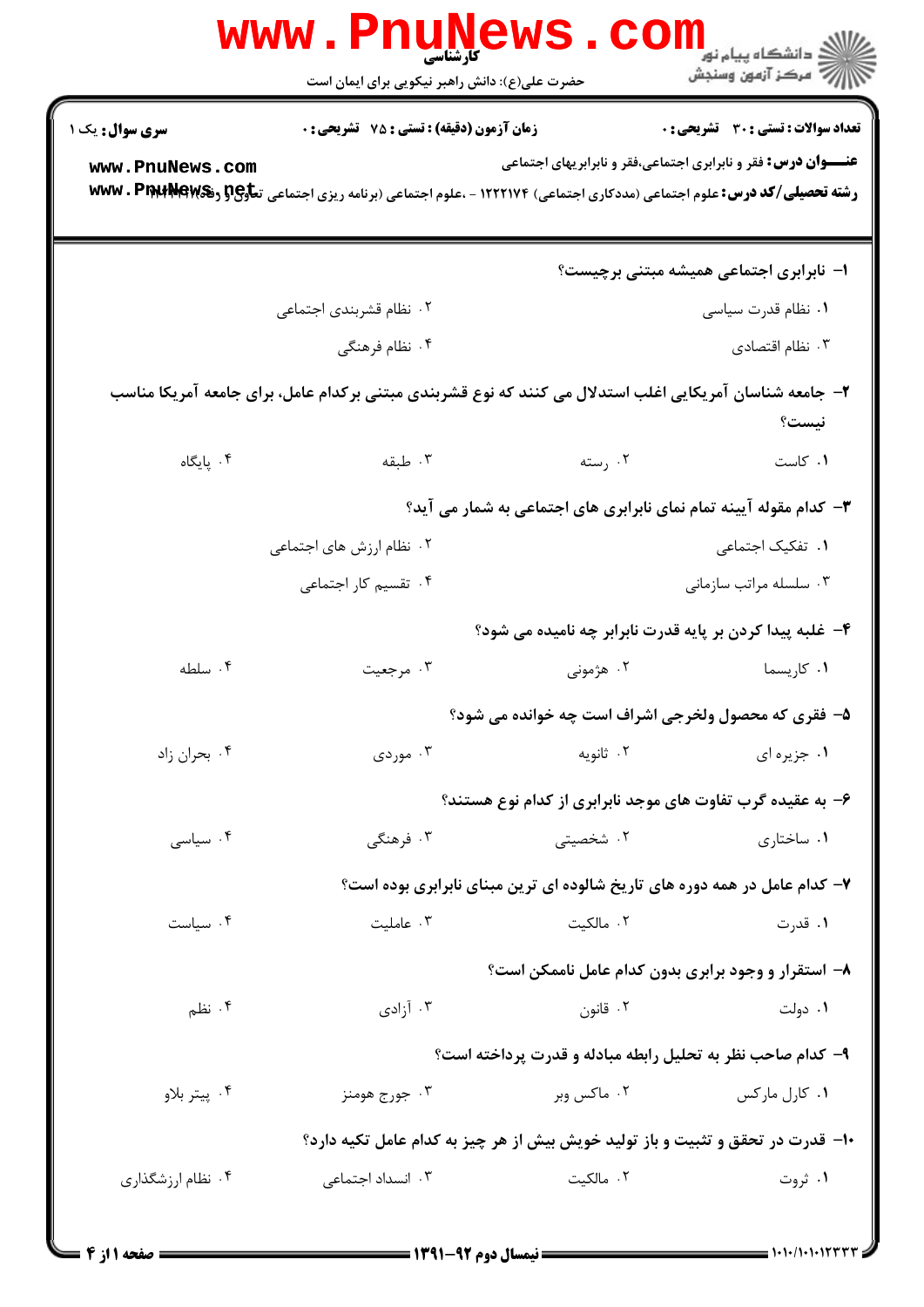کارشناسی

حضرت علی(ع): دانش راهبر نیکویی برای ایمان است

دانشگاه پیام نور
مرکز آزمون وسنجش

**سری سوال:** یک ۱

**زمان آزمون (دقیقه) : تستی : ۷۵ تشریحی : ۰**

**تعداد سوالات : تستی : ۳۰ تشریحی : ۰**

**عنـــوان درس:** فقر و نابرابری اجتماعی،فقر و نابرابریهای اجتماعی

**رشته تحصیلی/کد درس:** علوم اجتماعی (مددکاری اجتماعی) ۱۲۲۲۱۷۴ - ،علوم اجتماعی (برنامه ریزی اجتماعی تعاون و رفاه) ۱۲۲۲۱۳۴

**۱- نابرابری اجتماعی همیشه مبتنی برچیست؟**

۱. نظام قدرت سیاسی
۲. نظام قشربندی اجتماعی
۳. نظام اقتصادی
۴. نظام فرهنگی

**۲- جامعه شناسان آمریکایی اغلب استدلال می کنند که نوع قشربندی مبتنی برکدام عامل، برای جامعه آمریکا مناسب نیست؟**

۱. کاست
۲. رسته
۳. طبقه
۴. پایگاه

**۳- کدام مقوله آیینه تمام نمای نابرابری های اجتماعی به شمار می آید؟**

۱. تفکیک اجتماعی
۲. نظام ارزش های اجتماعی
۳. سلسله مراتب سازمانی
۴. تقسیم کار اجتماعی

**۴- غلبه پیدا کردن بر پایه قدرت نابرابر چه نامیده می شود؟**

۱. کاریسما
۲. هژمونی
۳. مرجعیت
۴. سلطه

**۵- فقری که محصول ولخرجی اشراف است چه خوانده می شود؟**

۱. جزیره ای
۲. ثانویه
۳. موردی
۴. بحران زاد

**۶- به عقیده گرب تفاوت های موجد نابرابری از کدام نوع هستند؟**

۱. ساختاری
۲. شخصیتی
۳. فرهنگی
۴. سیاسی

**۷- کدام عامل در همه دوره های تاریخ شالوده ای ترین مبنای نابرابری بوده است؟**

۱. قدرت
۲. مالکیت
۳. عاملیت
۴. سیاست

**۸- استقرار و وجود برابری بدون کدام عامل ناممکن است؟**

۱. دولت
۲. قانون
۳. آزادی
۴. نظم

**۹- کدام صاحب نظر به تحلیل رابطه مبادله و قدرت پرداخته است؟**

۱. کارل مارکس
۲. ماکس وبر
۳. جورج هومنز
۴. پیتر بلاو

**۱۰- قدرت در تحقق و تثبیت و باز تولید خویش بیش از هر چیز به کدام عامل تکیه دارد؟**

۱. ثروت
۲. مالکیت
۳. انسداد اجتماعی
۴. نظام ارزشگذاری

نیمسال دوم ۹۲-۱۳۹۱

۱۰۱۰/۱۰۱۰۱۲۳۳۳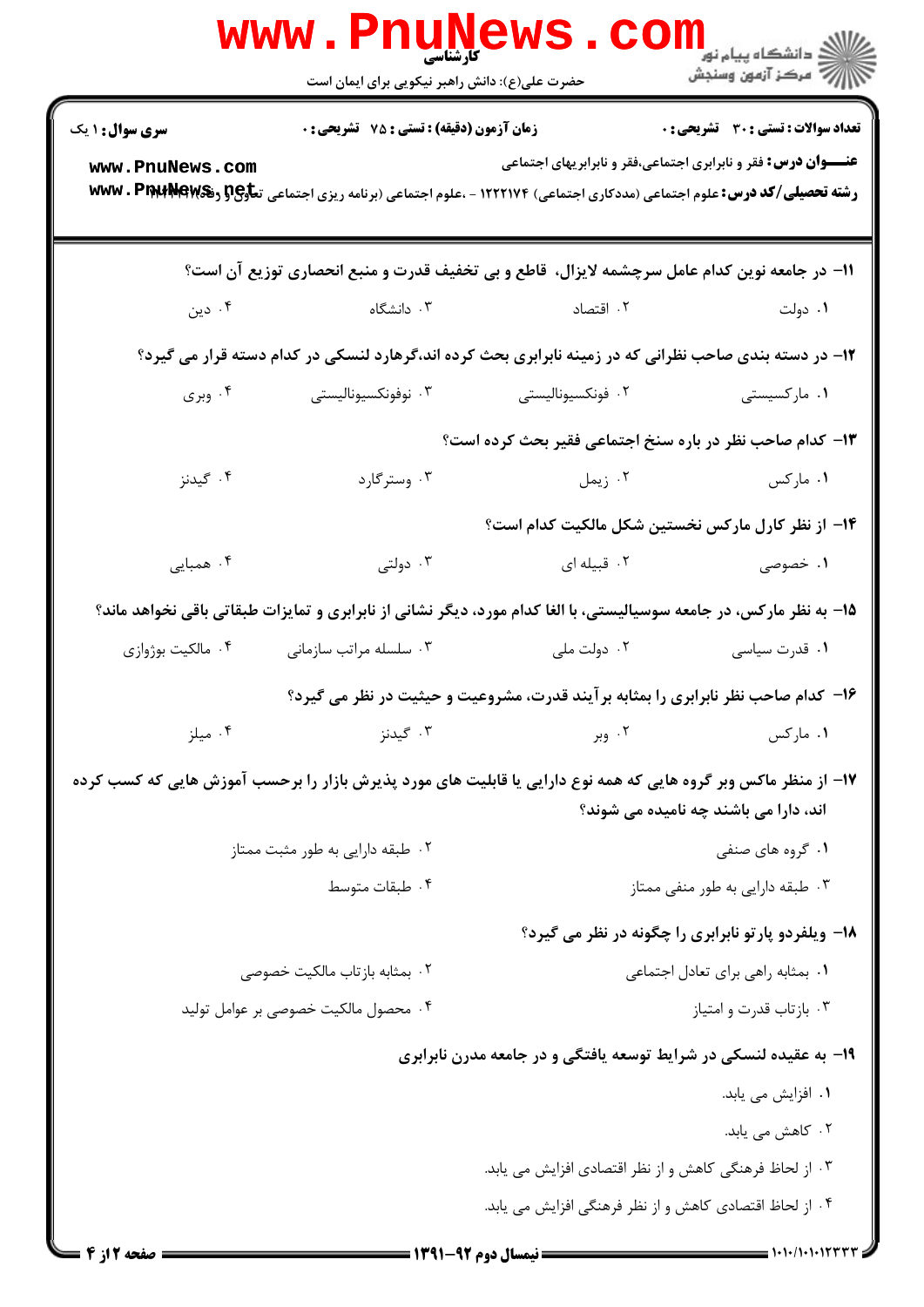**سری سوال:** ۱ یک | **زمان آزمون (دقیقه) : تستی :** ۷۵ **تشریحی :** ۰ | **تعداد سوالات : تستی :** ۳۰ **تشریحی :** ۰

**عنـــوان درس:** فقر و نابرابری اجتماعی،فقر و نابرابریهای اجتماعی

**رشته تحصیلی/کد درس:** علوم اجتماعی (مددکاری اجتماعی) ۱۲۲۲۱۷۴ - ،علوم اجتماعی (برنامه ریزی اجتماعی تعاون و رفاه) ۱۲۲۲۱۷۴

۱۱- در جامعه نوین کدام عامل سرچشمه لایزال، قاطع و بی تخفیف قدرت و منبع انحصاری توزیع آن است؟

۱. دولت ۲. اقتصاد ۳. دانشگاه ۴. دین

۱۲- در دسته بندی صاحب نظرانی که در زمینه نابرابری بحث کرده اند،گرهارد لنسکی در کدام دسته قرار می گیرد؟

۱. مارکسیستی ۲. فونکسیونالیستی ۳. نوفونکسیونالیستی ۴. وبری

۱۳- کدام صاحب نظر در باره سنخ اجتماعی فقیر بحث کرده است؟

۱. مارکس ۲. زیمل ۳. وسترگارد ۴. گیدنز

۱۴- از نظر کارل مارکس نخستین شکل مالکیت کدام است؟

۱. خصوصی ۲. قبیله ای ۳. دولتی ۴. همیاری

۱۵- به نظر مارکس، در جامعه سوسیالیستی، با الغا کدام مورد، دیگر نشانی از نابرابری و تمایزات طبقاتی باقی نخواهد ماند؟

۱. قدرت سیاسی ۲. دولت ملی ۳. سلسله مراتب سازمانی ۴. مالکیت بوژوازی

۱۶- کدام صاحب نظر نابرابری را بمثابه برآیند قدرت، مشروعیت و حیثیت در نظر می گیرد؟

۱. مارکس ۲. وبر ۳. گیدنز ۴. میلز

۱۷- از منظر ماکس وبر گروه هایی که همه نوع دارایی یا قابلیت های مورد پذیرش بازار را برحسب آموزش هایی که کسب کرده اند، دارا می باشند چه نامیده می شوند؟

۱. گروه های صنفی
۲. طبقه دارایی به طور مثبت ممتاز
۳. طبقه دارایی به طور منفی ممتاز
۴. طبقات متوسط

۱۸- ویلفردو پارتو نابرابری را چگونه در نظر می گیرد؟

۱. بمثابه راهی برای تعادل اجتماعی
۲. بمثابه بازتاب مالکیت خصوصی
۳. بازتاب قدرت و امتیاز
۴. محصول مالکیت خصوصی بر عوامل تولید

۱۹- به عقیده لنسکی در شرایط توسعه یافتگی و در جامعه مدرن نابرابری

۱. افزایش می یابد.
۲. کاهش می یابد.
۳. از لحاظ فرهنگی کاهش و از نظر اقتصادی افزایش می یابد.
۴. از لحاظ اقتصادی کاهش و از نظر فرهنگی افزایش می یابد.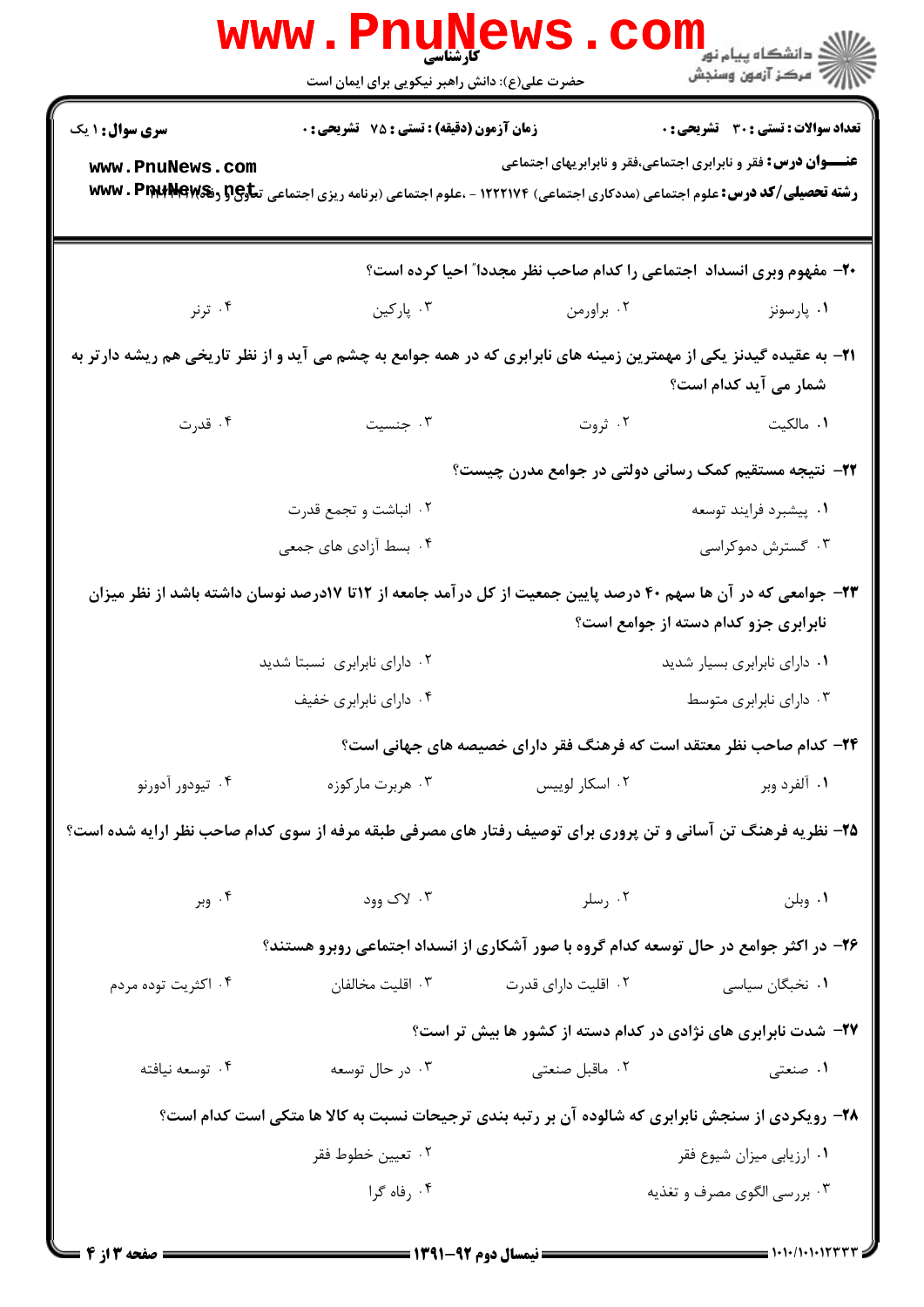**سری سوال:** ۱ یک

**زمان آزمون (دقیقه) : تستی : ۷۵ تشریحی : ۰**

**تعداد سوالات : تستی : ۳۰ تشریحی : ۰**

**عنـــوان درس:** فقر و نابرابری اجتماعی،فقر و نابرابریهای اجتماعی

**رشته تحصیلی/کد درس:** علوم اجتماعی (مددکاری اجتماعی) ۱۲۲۲۱۷۴ - ،علوم اجتماعی (برنامه ریزی اجتماعی تعاون و رفاه) ۱۲۲۲۲۰۳

۲۰- مفهوم وبری انسداد اجتماعی را کدام صاحب نظر مجددا" احیا کرده است؟

۱. پارسونز
۲. براورمن
۳. پارکین
۴. ترنر

۲۱- به عقیده گیدنز یکی از مهمترین زمینه های نابرابری که در همه جوامع به چشم می آید و از نظر تاریخی هم ریشه دارتر به شمار می آید کدام است؟

۱. مالکیت
۲. ثروت
۳. جنسیت
۴. قدرت

۲۲- نتیجه مستقیم کمک رسانی دولتی در جوامع مدرن چیست؟

۱. پیشبرد فرایند توسعه
۲. انباشت و تجمع قدرت
۳. گسترش دموکراسی
۴. بسط آزادی های جمعی

۲۳- جوامعی که در آن ها سهم ۴۰ درصد پایین جمعیت از کل درآمد جامعه از ۱۲تا ۱۷درصد نوسان داشته باشد از نظر میزان نابرابری جزو کدام دسته از جوامع است؟

۱. دارای نابرابری بسیار شدید
۲. دارای نابرابری نسبتا شدید
۳. دارای نابرابری متوسط
۴. دارای نابرابری خفیف

۲۴- کدام صاحب نظر معتقد است که فرهنگ فقر دارای خصیصه های جهانی است؟

۱. آلفرد وبر
۲. اسکار لوییس
۳. هربرت مارکوزه
۴. تیودور آدورنو

۲۵- نظریه فرهنگ تن آسانی و تن پروری برای توصیف رفتار های مصرفی طبقه مرفه از سوی کدام صاحب نظر ارایه شده است؟

۱. وبلن
۲. رسلر
۳. لاک وود
۴. وبر

۲۶- در اکثر جوامع در حال توسعه کدام گروه با صور آشکاری از انسداد اجتماعی روبرو هستند؟

۱. نخبگان سیاسی
۲. اقلیت دارای قدرت
۳. اقلیت مخالفان
۴. اکثریت توده مردم

۲۷- شدت نابرابری های نژادی در کدام دسته از کشور ها بیش تر است؟

۱. صنعتی
۲. ماقبل صنعتی
۳. در حال توسعه
۴. توسعه نیافته

۲۸- رویکردی از سنجش نابرابری که شالوده آن بر رتبه بندی ترجیحات نسبت به کالا ها متکی است کدام است؟

۱. ارزیابی میزان شیوع فقر
۲. تعیین خطوط فقر
۳. بررسی الگوی مصرف و تغذیه
۴. رفاه گرا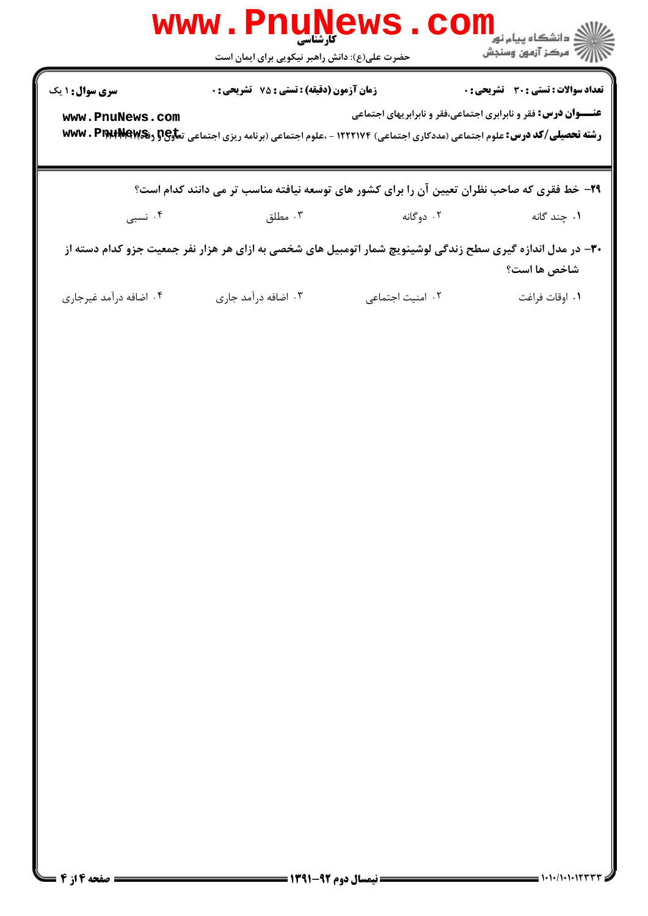**۲۹-** خط فقری که صاحب نظران تعیین آن را برای کشور های توسعه نیافته مناسب تر می دانند کدام است؟

۱. چند گانه
۲. دوگانه
۳. مطلق
۴. نسبی

**۳۰-** در مدل اندازه گیری سطح زندگی لوشینویچ شمار اتومبیل های شخصی به ازای هر هزار نفر جمعیت جزو کدام دسته از شاخص ها است؟

۱. اوقات فراغت
۲. امنیت اجتماعی
۳. اضافه درآمد جاری
۴. اضافه درآمد غیرجاری